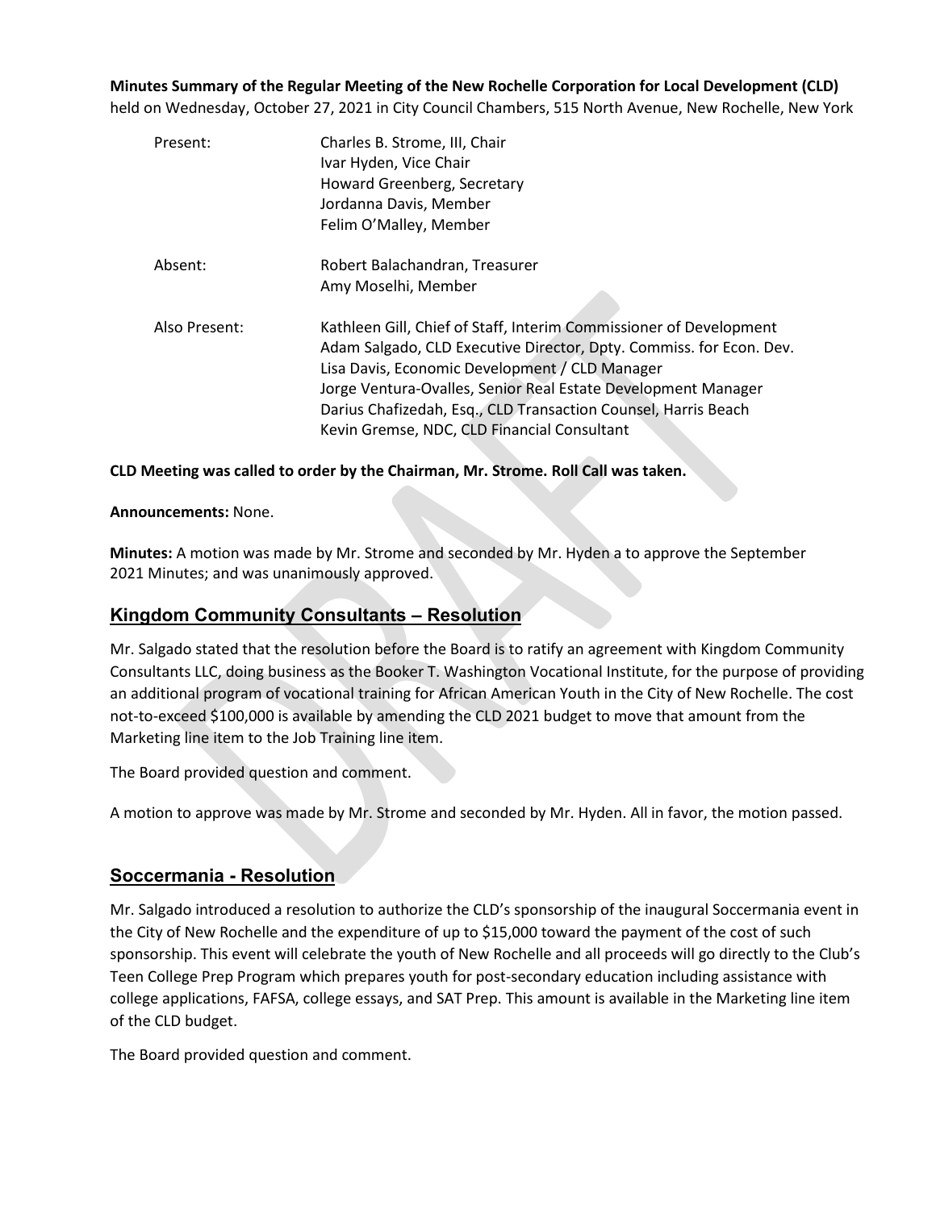**Minutes Summary of the Regular Meeting of the New Rochelle Corporation for Local Development (CLD)** held on Wednesday, October 27, 2021 in City Council Chambers, 515 North Avenue, New Rochelle, New York

| | |
|---|---|
| Present: | Charles B. Strome, III, Chair<br>Ivar Hyden, Vice Chair<br>Howard Greenberg, Secretary<br>Jordanna Davis, Member<br>Felim O'Malley, Member |
| Absent: | Robert Balachandran, Treasurer<br>Amy Moselhi, Member |
| Also Present: | Kathleen Gill, Chief of Staff, Interim Commissioner of Development<br>Adam Salgado, CLD Executive Director, Dpty. Commiss. for Econ. Dev.<br>Lisa Davis, Economic Development / CLD Manager<br>Jorge Ventura-Ovalles, Senior Real Estate Development Manager<br>Darius Chafizedah, Esq., CLD Transaction Counsel, Harris Beach<br>Kevin Gremse, NDC, CLD Financial Consultant |

**CLD Meeting was called to order by the Chairman, Mr. Strome. Roll Call was taken.**

**Announcements:** None.

**Minutes:** A motion was made by Mr. Strome and seconded by Mr. Hyden a to approve the September 2021 Minutes; and was unanimously approved.

## Kingdom Community Consultants – Resolution

Mr. Salgado stated that the resolution before the Board is to ratify an agreement with Kingdom Community Consultants LLC, doing business as the Booker T. Washington Vocational Institute, for the purpose of providing an additional program of vocational training for African American Youth in the City of New Rochelle. The cost not-to-exceed $100,000 is available by amending the CLD 2021 budget to move that amount from the Marketing line item to the Job Training line item.

The Board provided question and comment.

A motion to approve was made by Mr. Strome and seconded by Mr. Hyden. All in favor, the motion passed.

## Soccermania - Resolution

Mr. Salgado introduced a resolution to authorize the CLD's sponsorship of the inaugural Soccermania event in the City of New Rochelle and the expenditure of up to $15,000 toward the payment of the cost of such sponsorship. This event will celebrate the youth of New Rochelle and all proceeds will go directly to the Club's Teen College Prep Program which prepares youth for post-secondary education including assistance with college applications, FAFSA, college essays, and SAT Prep. This amount is available in the Marketing line item of the CLD budget.

The Board provided question and comment.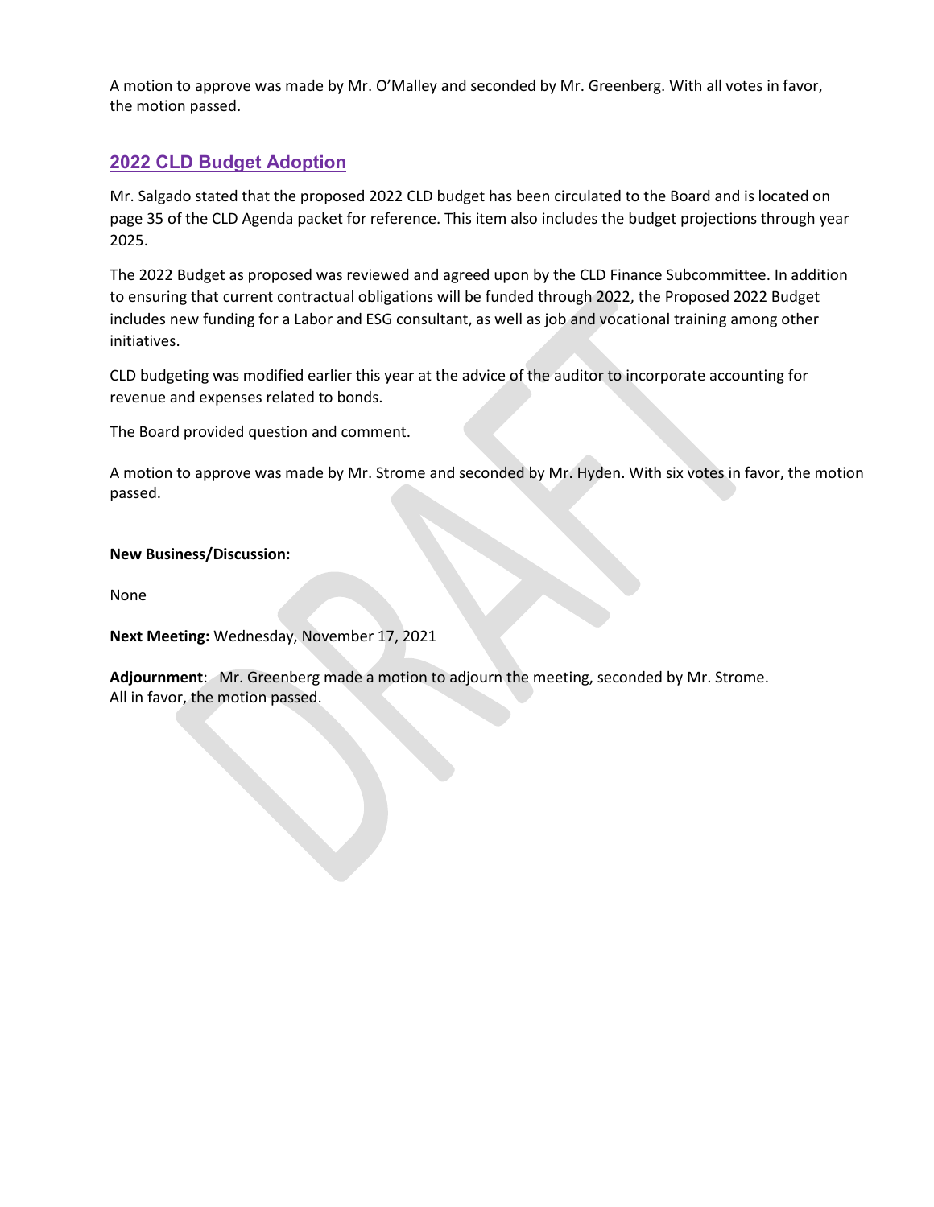A motion to approve was made by Mr. O'Malley and seconded by Mr. Greenberg. With all votes in favor, the motion passed.

## 2022 CLD Budget Adoption

Mr. Salgado stated that the proposed 2022 CLD budget has been circulated to the Board and is located on page 35 of the CLD Agenda packet for reference. This item also includes the budget projections through year 2025.

The 2022 Budget as proposed was reviewed and agreed upon by the CLD Finance Subcommittee. In addition to ensuring that current contractual obligations will be funded through 2022, the Proposed 2022 Budget includes new funding for a Labor and ESG consultant, as well as job and vocational training among other initiatives.

CLD budgeting was modified earlier this year at the advice of the auditor to incorporate accounting for revenue and expenses related to bonds.

The Board provided question and comment.

A motion to approve was made by Mr. Strome and seconded by Mr. Hyden. With six votes in favor, the motion passed.

**New Business/Discussion:**

None

**Next Meeting:** Wednesday, November 17, 2021

**Adjournment**: Mr. Greenberg made a motion to adjourn the meeting, seconded by Mr. Strome. All in favor, the motion passed.